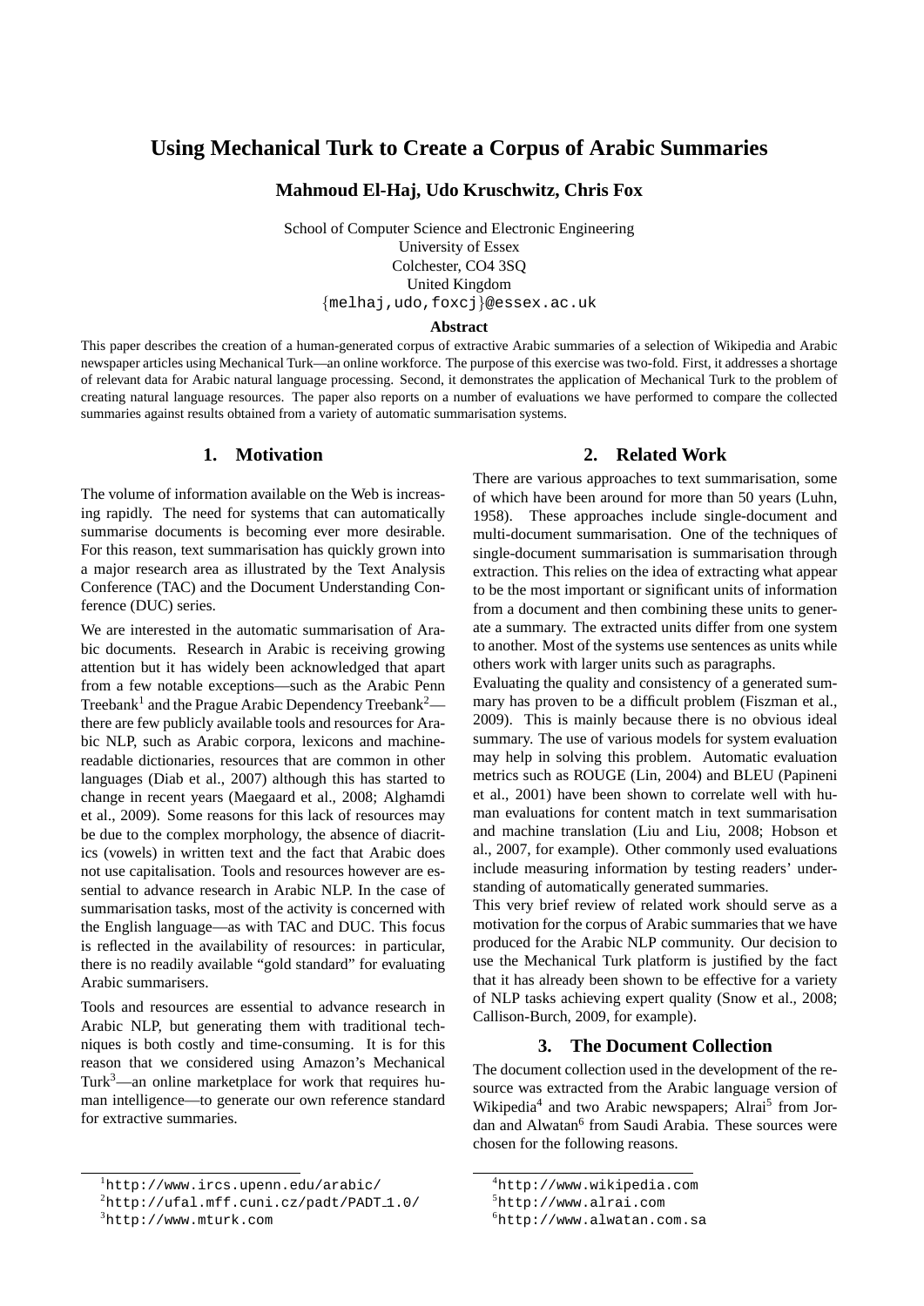# Using Mechanical Turk to Create a Corpus of Arabic Summaries

**Mahmoud El-Haj, Udo Kruschwitz, Chris Fox**

School of Computer Science and Electronic Engineering
University of Essex
Colchester, CO4 3SQ
United Kingdom
{melhaj,udo,foxcj}@essex.ac.uk

**Abstract**

This paper describes the creation of a human-generated corpus of extractive Arabic summaries of a selection of Wikipedia and Arabic newspaper articles using Mechanical Turk—an online workforce. The purpose of this exercise was two-fold. First, it addresses a shortage of relevant data for Arabic natural language processing. Second, it demonstrates the application of Mechanical Turk to the problem of creating natural language resources. The paper also reports on a number of evaluations we have performed to compare the collected summaries against results obtained from a variety of automatic summarisation systems.

## 1. Motivation

The volume of information available on the Web is increasing rapidly. The need for systems that can automatically summarise documents is becoming ever more desirable. For this reason, text summarisation has quickly grown into a major research area as illustrated by the Text Analysis Conference (TAC) and the Document Understanding Conference (DUC) series.

We are interested in the automatic summarisation of Arabic documents. Research in Arabic is receiving growing attention but it has widely been acknowledged that apart from a few notable exceptions—such as the Arabic Penn Treebank[1] and the Prague Arabic Dependency Treebank[2]—there are few publicly available tools and resources for Arabic NLP, such as Arabic corpora, lexicons and machine-readable dictionaries, resources that are common in other languages (Diab et al., 2007) although this has started to change in recent years (Maegaard et al., 2008; Alghamdi et al., 2009). Some reasons for this lack of resources may be due to the complex morphology, the absence of diacritics (vowels) in written text and the fact that Arabic does not use capitalisation. Tools and resources however are essential to advance research in Arabic NLP. In the case of summarisation tasks, most of the activity is concerned with the English language—as with TAC and DUC. This focus is reflected in the availability of resources: in particular, there is no readily available "gold standard" for evaluating Arabic summarisers.

Tools and resources are essential to advance research in Arabic NLP, but generating them with traditional techniques is both costly and time-consuming. It is for this reason that we considered using Amazon's Mechanical Turk[3]—an online marketplace for work that requires human intelligence—to generate our own reference standard for extractive summaries.

## 2. Related Work

There are various approaches to text summarisation, some of which have been around for more than 50 years (Luhn, 1958). These approaches include single-document and multi-document summarisation. One of the techniques of single-document summarisation is summarisation through extraction. This relies on the idea of extracting what appear to be the most important or significant units of information from a document and then combining these units to generate a summary. The extracted units differ from one system to another. Most of the systems use sentences as units while others work with larger units such as paragraphs.

Evaluating the quality and consistency of a generated summary has proven to be a difficult problem (Fiszman et al., 2009). This is mainly because there is no obvious ideal summary. The use of various models for system evaluation may help in solving this problem. Automatic evaluation metrics such as ROUGE (Lin, 2004) and BLEU (Papineni et al., 2001) have been shown to correlate well with human evaluations for content match in text summarisation and machine translation (Liu and Liu, 2008; Hobson et al., 2007, for example). Other commonly used evaluations include measuring information by testing readers' understanding of automatically generated summaries.

This very brief review of related work should serve as a motivation for the corpus of Arabic summaries that we have produced for the Arabic NLP community. Our decision to use the Mechanical Turk platform is justified by the fact that it has already been shown to be effective for a variety of NLP tasks achieving expert quality (Snow et al., 2008; Callison-Burch, 2009, for example).

## 3. The Document Collection

The document collection used in the development of the resource was extracted from the Arabic language version of Wikipedia[4] and two Arabic newspapers; Alrai[5] from Jordan and Alwatan[6] from Saudi Arabia. These sources were chosen for the following reasons.

[1] http://www.ircs.upenn.edu/arabic/

[2] http://ufal.mff.cuni.cz/padt/PADT_1.0/

[3] http://www.mturk.com

[4] http://www.wikipedia.com

[5] http://www.alrai.com

[6] http://www.alwatan.com.sa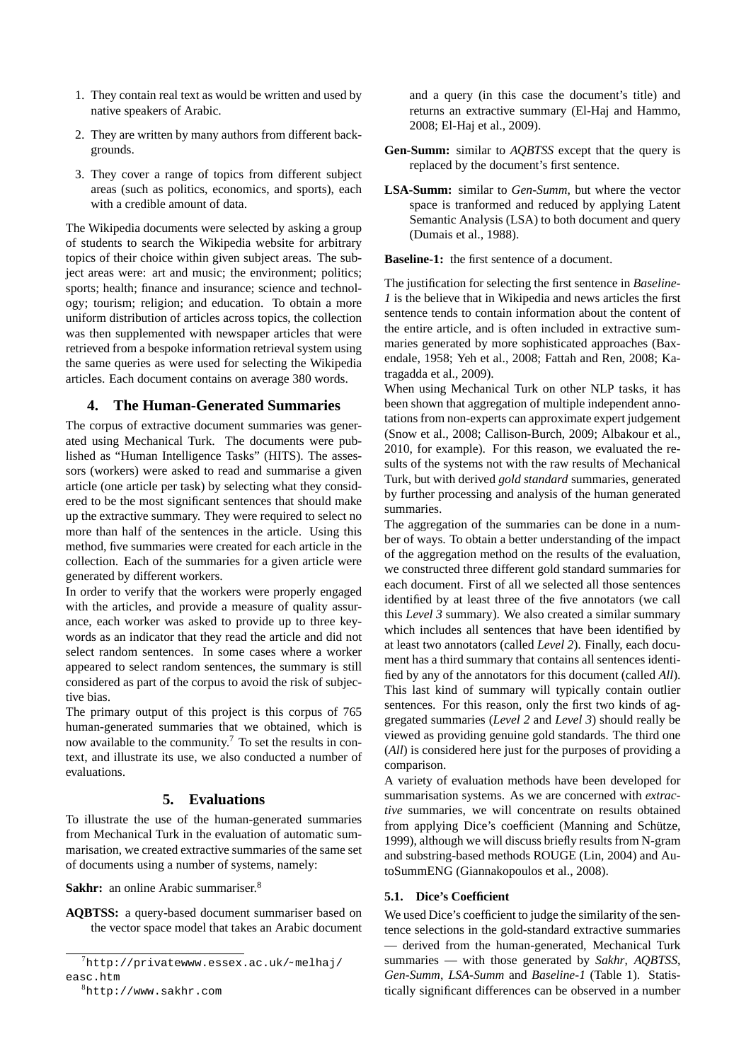1. They contain real text as would be written and used by native speakers of Arabic.
2. They are written by many authors from different backgrounds.
3. They cover a range of topics from different subject areas (such as politics, economics, and sports), each with a credible amount of data.

The Wikipedia documents were selected by asking a group of students to search the Wikipedia website for arbitrary topics of their choice within given subject areas. The subject areas were: art and music; the environment; politics; sports; health; finance and insurance; science and technology; tourism; religion; and education. To obtain a more uniform distribution of articles across topics, the collection was then supplemented with newspaper articles that were retrieved from a bespoke information retrieval system using the same queries as were used for selecting the Wikipedia articles. Each document contains on average 380 words.

## 4. The Human-Generated Summaries

The corpus of extractive document summaries was generated using Mechanical Turk. The documents were published as "Human Intelligence Tasks" (HITS). The assessors (workers) were asked to read and summarise a given article (one article per task) by selecting what they considered to be the most significant sentences that should make up the extractive summary. They were required to select no more than half of the sentences in the article. Using this method, five summaries were created for each article in the collection. Each of the summaries for a given article were generated by different workers.

In order to verify that the workers were properly engaged with the articles, and provide a measure of quality assurance, each worker was asked to provide up to three keywords as an indicator that they read the article and did not select random sentences. In some cases where a worker appeared to select random sentences, the summary is still considered as part of the corpus to avoid the risk of subjective bias.

The primary output of this project is this corpus of 765 human-generated summaries that we obtained, which is now available to the community.[7] To set the results in context, and illustrate its use, we also conducted a number of evaluations.

## 5. Evaluations

To illustrate the use of the human-generated summaries from Mechanical Turk in the evaluation of automatic summarisation, we created extractive summaries of the same set of documents using a number of systems, namely:

**Sakhr:** an online Arabic summariser.[8]

**AQBTSS:** a query-based document summariser based on the vector space model that takes an Arabic document and a query (in this case the document's title) and returns an extractive summary (El-Haj and Hammo, 2008; El-Haj et al., 2009).

**Gen-Summ:** similar to *AQBTSS* except that the query is replaced by the document's first sentence.

**LSA-Summ:** similar to *Gen-Summ*, but where the vector space is tranformed and reduced by applying Latent Semantic Analysis (LSA) to both document and query (Dumais et al., 1988).

**Baseline-1:** the first sentence of a document.

The justification for selecting the first sentence in *Baseline-1* is the believe that in Wikipedia and news articles the first sentence tends to contain information about the content of the entire article, and is often included in extractive summaries generated by more sophisticated approaches (Baxendale, 1958; Yeh et al., 2008; Fattah and Ren, 2008; Katragadda et al., 2009).

When using Mechanical Turk on other NLP tasks, it has been shown that aggregation of multiple independent annotations from non-experts can approximate expert judgement (Snow et al., 2008; Callison-Burch, 2009; Albakour et al., 2010, for example). For this reason, we evaluated the results of the systems not with the raw results of Mechanical Turk, but with derived *gold standard* summaries, generated by further processing and analysis of the human generated summaries.

The aggregation of the summaries can be done in a number of ways. To obtain a better understanding of the impact of the aggregation method on the results of the evaluation, we constructed three different gold standard summaries for each document. First of all we selected all those sentences identified by at least three of the five annotators (we call this *Level 3* summary). We also created a similar summary which includes all sentences that have been identified by at least two annotators (called *Level 2*). Finally, each document has a third summary that contains all sentences identified by any of the annotators for this document (called *All*). This last kind of summary will typically contain outlier sentences. For this reason, only the first two kinds of aggregated summaries (*Level 2* and *Level 3*) should really be viewed as providing genuine gold standards. The third one (*All*) is considered here just for the purposes of providing a comparison.

A variety of evaluation methods have been developed for summarisation systems. As we are concerned with *extractive* summaries, we will concentrate on results obtained from applying Dice's coefficient (Manning and Schütze, 1999), although we will discuss briefly results from N-gram and substring-based methods ROUGE (Lin, 2004) and AutoSummENG (Giannakopoulos et al., 2008).

### 5.1. Dice's Coefficient

We used Dice's coefficient to judge the similarity of the sentence selections in the gold-standard extractive summaries — derived from the human-generated, Mechanical Turk summaries — with those generated by *Sakhr*, *AQBTSS*, *Gen-Summ*, *LSA-Summ* and *Baseline-1* (Table 1). Statistically significant differences can be observed in a number

[7] http://privatewww.essex.ac.uk/~melhaj/easc.htm

[8] http://www.sakhr.com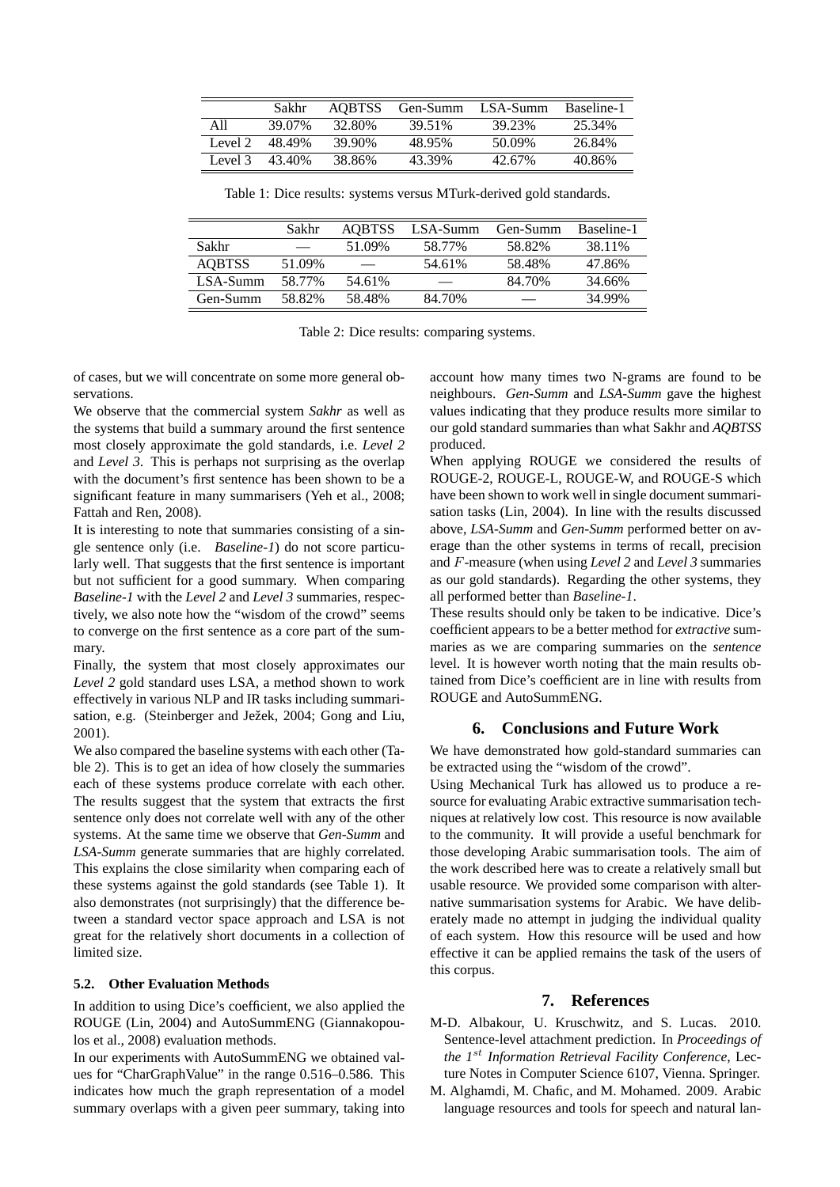|  | Sakhr | AQBTSS | Gen-Summ | LSA-Summ | Baseline-1 |
|---|---|---|---|---|---|
| All | 39.07% | 32.80% | 39.51% | 39.23% | 25.34% |
| Level 2 | 48.49% | 39.90% | 48.95% | 50.09% | 26.84% |
| Level 3 | 43.40% | 38.86% | 43.39% | 42.67% | 40.86% |

Table 1: Dice results: systems versus MTurk-derived gold standards.

|  | Sakhr | AQBTSS | LSA-Summ | Gen-Summ | Baseline-1 |
|---|---|---|---|---|---|
| Sakhr | — | 51.09% | 58.77% | 58.82% | 38.11% |
| AQBTSS | 51.09% | — | 54.61% | 58.48% | 47.86% |
| LSA-Summ | 58.77% | 54.61% | — | 84.70% | 34.66% |
| Gen-Summ | 58.82% | 58.48% | 84.70% | — | 34.99% |

Table 2: Dice results: comparing systems.

of cases, but we will concentrate on some more general observations.

We observe that the commercial system *Sakhr* as well as the systems that build a summary around the first sentence most closely approximate the gold standards, i.e. *Level 2* and *Level 3*. This is perhaps not surprising as the overlap with the document's first sentence has been shown to be a significant feature in many summarisers (Yeh et al., 2008; Fattah and Ren, 2008).

It is interesting to note that summaries consisting of a single sentence only (i.e. *Baseline-1*) do not score particularly well. That suggests that the first sentence is important but not sufficient for a good summary. When comparing *Baseline-1* with the *Level 2* and *Level 3* summaries, respectively, we also note how the "wisdom of the crowd" seems to converge on the first sentence as a core part of the summary.

Finally, the system that most closely approximates our *Level 2* gold standard uses LSA, a method shown to work effectively in various NLP and IR tasks including summarisation, e.g. (Steinberger and Ježek, 2004; Gong and Liu, 2001).

We also compared the baseline systems with each other (Table 2). This is to get an idea of how closely the summaries each of these systems produce correlate with each other. The results suggest that the system that extracts the first sentence only does not correlate well with any of the other systems. At the same time we observe that *Gen-Summ* and *LSA-Summ* generate summaries that are highly correlated. This explains the close similarity when comparing each of these systems against the gold standards (see Table 1). It also demonstrates (not surprisingly) that the difference between a standard vector space approach and LSA is not great for the relatively short documents in a collection of limited size.

### 5.2. Other Evaluation Methods

In addition to using Dice's coefficient, we also applied the ROUGE (Lin, 2004) and AutoSummENG (Giannakopoulos et al., 2008) evaluation methods.

In our experiments with AutoSummENG we obtained values for "CharGraphValue" in the range 0.516–0.586. This indicates how much the graph representation of a model summary overlaps with a given peer summary, taking into account how many times two N-grams are found to be neighbours. *Gen-Summ* and *LSA-Summ* gave the highest values indicating that they produce results more similar to our gold standard summaries than what Sakhr and *AQBTSS* produced.

When applying ROUGE we considered the results of ROUGE-2, ROUGE-L, ROUGE-W, and ROUGE-S which have been shown to work well in single document summarisation tasks (Lin, 2004). In line with the results discussed above, *LSA-Summ* and *Gen-Summ* performed better on average than the other systems in terms of recall, precision and $F$-measure (when using *Level 2* and *Level 3* summaries as our gold standards). Regarding the other systems, they all performed better than *Baseline-1*.

These results should only be taken to be indicative. Dice's coefficient appears to be a better method for *extractive* summaries as we are comparing summaries on the *sentence* level. It is however worth noting that the main results obtained from Dice's coefficient are in line with results from ROUGE and AutoSummENG.

## 6. Conclusions and Future Work

We have demonstrated how gold-standard summaries can be extracted using the "wisdom of the crowd".

Using Mechanical Turk has allowed us to produce a resource for evaluating Arabic extractive summarisation techniques at relatively low cost. This resource is now available to the community. It will provide a useful benchmark for those developing Arabic summarisation tools. The aim of the work described here was to create a relatively small but usable resource. We provided some comparison with alternative summarisation systems for Arabic. We have deliberately made no attempt in judging the individual quality of each system. How this resource will be used and how effective it can be applied remains the task of the users of this corpus.

## 7. References

M-D. Albakour, U. Kruschwitz, and S. Lucas. 2010. Sentence-level attachment prediction. In *Proceedings of the $1^{st}$ Information Retrieval Facility Conference*, Lecture Notes in Computer Science 6107, Vienna. Springer.

M. Alghamdi, M. Chafic, and M. Mohamed. 2009. Arabic language resources and tools for speech and natural lan-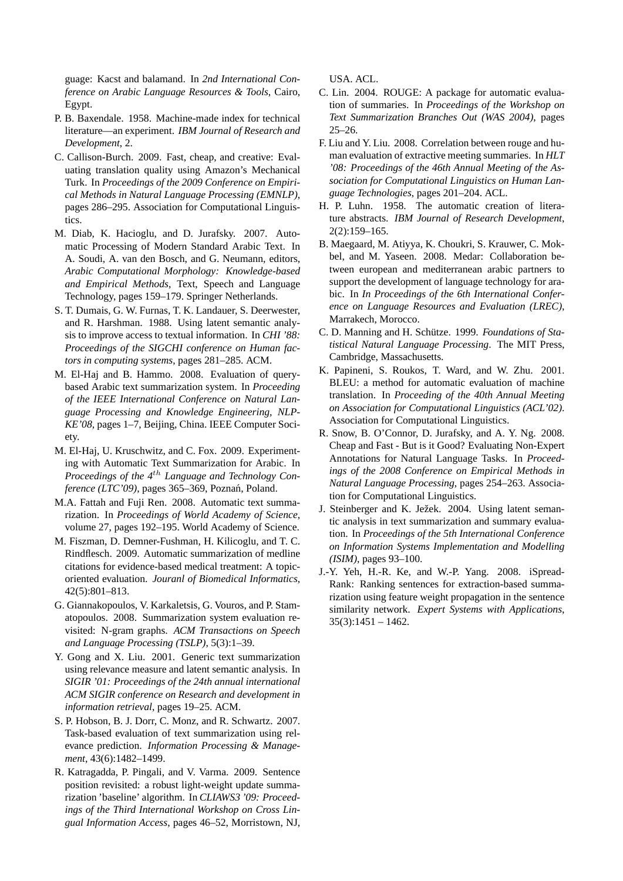guage: Kacst and balamand. In *2nd International Conference on Arabic Language Resources & Tools*, Cairo, Egypt.

P. B. Baxendale. 1958. Machine-made index for technical literature—an experiment. *IBM Journal of Research and Development*, 2.

C. Callison-Burch. 2009. Fast, cheap, and creative: Evaluating translation quality using Amazon's Mechanical Turk. In *Proceedings of the 2009 Conference on Empirical Methods in Natural Language Processing (EMNLP)*, pages 286–295. Association for Computational Linguistics.

M. Diab, K. Hacioglu, and D. Jurafsky. 2007. Automatic Processing of Modern Standard Arabic Text. In A. Soudi, A. van den Bosch, and G. Neumann, editors, *Arabic Computational Morphology: Knowledge-based and Empirical Methods*, Text, Speech and Language Technology, pages 159–179. Springer Netherlands.

S. T. Dumais, G. W. Furnas, T. K. Landauer, S. Deerwester, and R. Harshman. 1988. Using latent semantic analysis to improve access to textual information. In *CHI '88: Proceedings of the SIGCHI conference on Human factors in computing systems*, pages 281–285. ACM.

M. El-Haj and B. Hammo. 2008. Evaluation of query-based Arabic text summarization system. In *Proceeding of the IEEE International Conference on Natural Language Processing and Knowledge Engineering, NLP-KE'08*, pages 1–7, Beijing, China. IEEE Computer Society.

M. El-Haj, U. Kruschwitz, and C. Fox. 2009. Experimenting with Automatic Text Summarization for Arabic. In *Proceedings of the 4$^{th}$ Language and Technology Conference (LTC'09)*, pages 365–369, Poznań, Poland.

M.A. Fattah and Fuji Ren. 2008. Automatic text summarization. In *Proceedings of World Academy of Science*, volume 27, pages 192–195. World Academy of Science.

M. Fiszman, D. Demner-Fushman, H. Kilicoglu, and T. C. Rindflesch. 2009. Automatic summarization of medline citations for evidence-based medical treatment: A topic-oriented evaluation. *Jouranl of Biomedical Informatics*, 42(5):801–813.

G. Giannakopoulos, V. Karkaletsis, G. Vouros, and P. Stamatopoulos. 2008. Summarization system evaluation revisited: N-gram graphs. *ACM Transactions on Speech and Language Processing (TSLP)*, 5(3):1–39.

Y. Gong and X. Liu. 2001. Generic text summarization using relevance measure and latent semantic analysis. In *SIGIR '01: Proceedings of the 24th annual international ACM SIGIR conference on Research and development in information retrieval*, pages 19–25. ACM.

S. P. Hobson, B. J. Dorr, C. Monz, and R. Schwartz. 2007. Task-based evaluation of text summarization using relevance prediction. *Information Processing & Management*, 43(6):1482–1499.

R. Katragadda, P. Pingali, and V. Varma. 2009. Sentence position revisited: a robust light-weight update summarization 'baseline' algorithm. In *CLIAWS3 '09: Proceedings of the Third International Workshop on Cross Lingual Information Access*, pages 46–52, Morristown, NJ, USA. ACL.

C. Lin. 2004. ROUGE: A package for automatic evaluation of summaries. In *Proceedings of the Workshop on Text Summarization Branches Out (WAS 2004)*, pages 25–26.

F. Liu and Y. Liu. 2008. Correlation between rouge and human evaluation of extractive meeting summaries. In *HLT '08: Proceedings of the 46th Annual Meeting of the Association for Computational Linguistics on Human Language Technologies*, pages 201–204. ACL.

H. P. Luhn. 1958. The automatic creation of literature abstracts. *IBM Journal of Research Development*, 2(2):159–165.

B. Maegaard, M. Atiyya, K. Choukri, S. Krauwer, C. Mokbel, and M. Yaseen. 2008. Medar: Collaboration between european and mediterranean arabic partners to support the development of language technology for arabic. In *In Proceedings of the 6th International Conference on Language Resources and Evaluation (LREC)*, Marrakech, Morocco.

C. D. Manning and H. Schütze. 1999. *Foundations of Statistical Natural Language Processing*. The MIT Press, Cambridge, Massachusetts.

K. Papineni, S. Roukos, T. Ward, and W. Zhu. 2001. BLEU: a method for automatic evaluation of machine translation. In *Proceeding of the 40th Annual Meeting on Association for Computational Linguistics (ACL'02)*. Association for Computational Linguistics.

R. Snow, B. O'Connor, D. Jurafsky, and A. Y. Ng. 2008. Cheap and Fast - But is it Good? Evaluating Non-Expert Annotations for Natural Language Tasks. In *Proceedings of the 2008 Conference on Empirical Methods in Natural Language Processing*, pages 254–263. Association for Computational Linguistics.

J. Steinberger and K. Ježek. 2004. Using latent semantic analysis in text summarization and summary evaluation. In *Proceedings of the 5th International Conference on Information Systems Implementation and Modelling (ISIM)*, pages 93–100.

J.-Y. Yeh, H.-R. Ke, and W.-P. Yang. 2008. iSpreadRank: Ranking sentences for extraction-based summarization using feature weight propagation in the sentence similarity network. *Expert Systems with Applications*, 35(3):1451 – 1462.